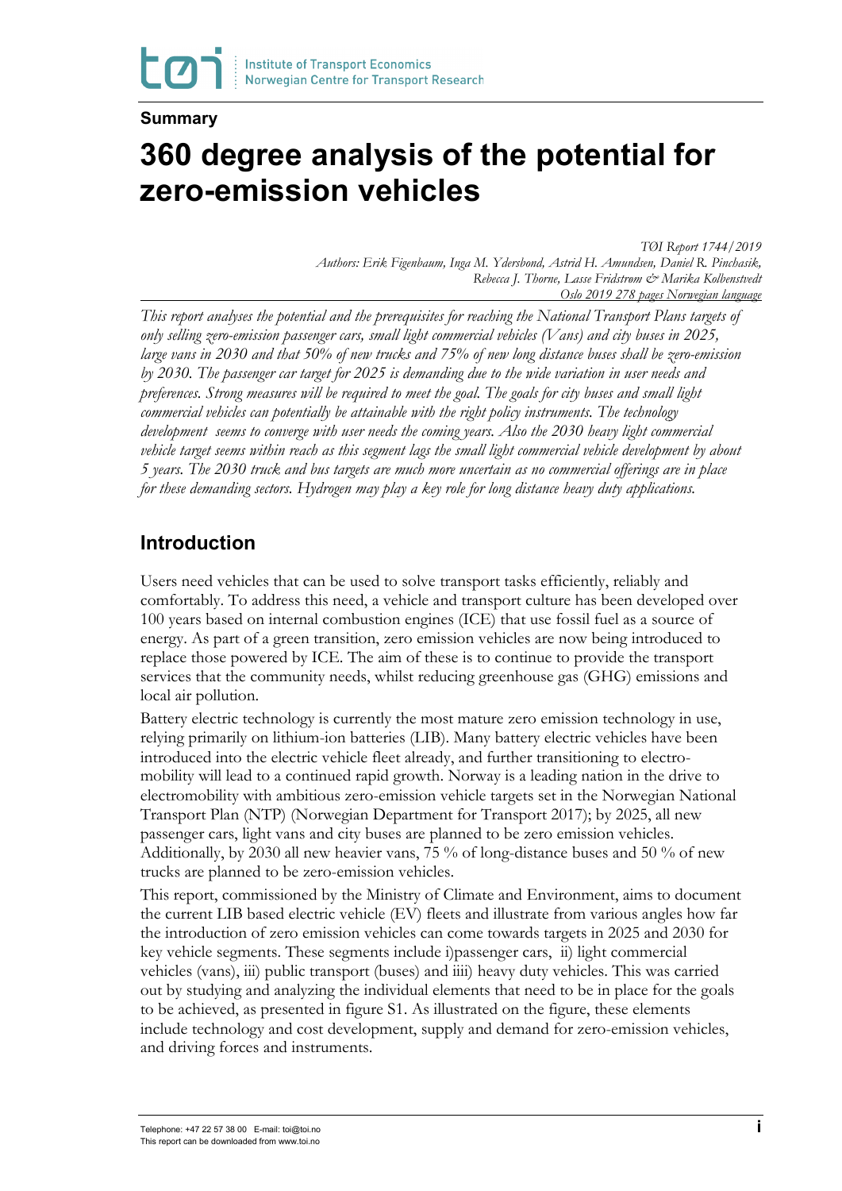**Summary**

# 360 degree analysis of the potential for zero-emission vehicles

*TØI Report 1744/2019*
*Authors: Erik Figenbaum, Inga M. Ydersbond, Astrid H. Amundsen, Daniel R. Pinchasik, Rebecca J. Thorne, Lasse Fridstrøm & Marika Kolbenstvedt*
*Oslo 2019 278 pages Norwegian language*

*This report analyses the potential and the prerequisites for reaching the National Transport Plans targets of only selling zero-emission passenger cars, small light commercial vehicles (Vans) and city buses in 2025, large vans in 2030 and that 50% of new trucks and 75% of new long distance buses shall be zero-emission by 2030. The passenger car target for 2025 is demanding due to the wide variation in user needs and preferences. Strong measures will be required to meet the goal. The goals for city buses and small light commercial vehicles can potentially be attainable with the right policy instruments. The technology development seems to converge with user needs the coming years. Also the 2030 heavy light commercial vehicle target seems within reach as this segment lags the small light commercial vehicle development by about 5 years. The 2030 truck and bus targets are much more uncertain as no commercial offerings are in place for these demanding sectors. Hydrogen may play a key role for long distance heavy duty applications.*

## Introduction

Users need vehicles that can be used to solve transport tasks efficiently, reliably and comfortably. To address this need, a vehicle and transport culture has been developed over 100 years based on internal combustion engines (ICE) that use fossil fuel as a source of energy. As part of a green transition, zero emission vehicles are now being introduced to replace those powered by ICE. The aim of these is to continue to provide the transport services that the community needs, whilst reducing greenhouse gas (GHG) emissions and local air pollution.

Battery electric technology is currently the most mature zero emission technology in use, relying primarily on lithium-ion batteries (LIB). Many battery electric vehicles have been introduced into the electric vehicle fleet already, and further transitioning to electromobility will lead to a continued rapid growth. Norway is a leading nation in the drive to electromobility with ambitious zero-emission vehicle targets set in the Norwegian National Transport Plan (NTP) (Norwegian Department for Transport 2017); by 2025, all new passenger cars, light vans and city buses are planned to be zero emission vehicles. Additionally, by 2030 all new heavier vans, 75 % of long-distance buses and 50 % of new trucks are planned to be zero-emission vehicles.

This report, commissioned by the Ministry of Climate and Environment, aims to document the current LIB based electric vehicle (EV) fleets and illustrate from various angles how far the introduction of zero emission vehicles can come towards targets in 2025 and 2030 for key vehicle segments. These segments include i)passenger cars, ii) light commercial vehicles (vans), iii) public transport (buses) and iiii) heavy duty vehicles. This was carried out by studying and analyzing the individual elements that need to be in place for the goals to be achieved, as presented in figure S1. As illustrated on the figure, these elements include technology and cost development, supply and demand for zero-emission vehicles, and driving forces and instruments.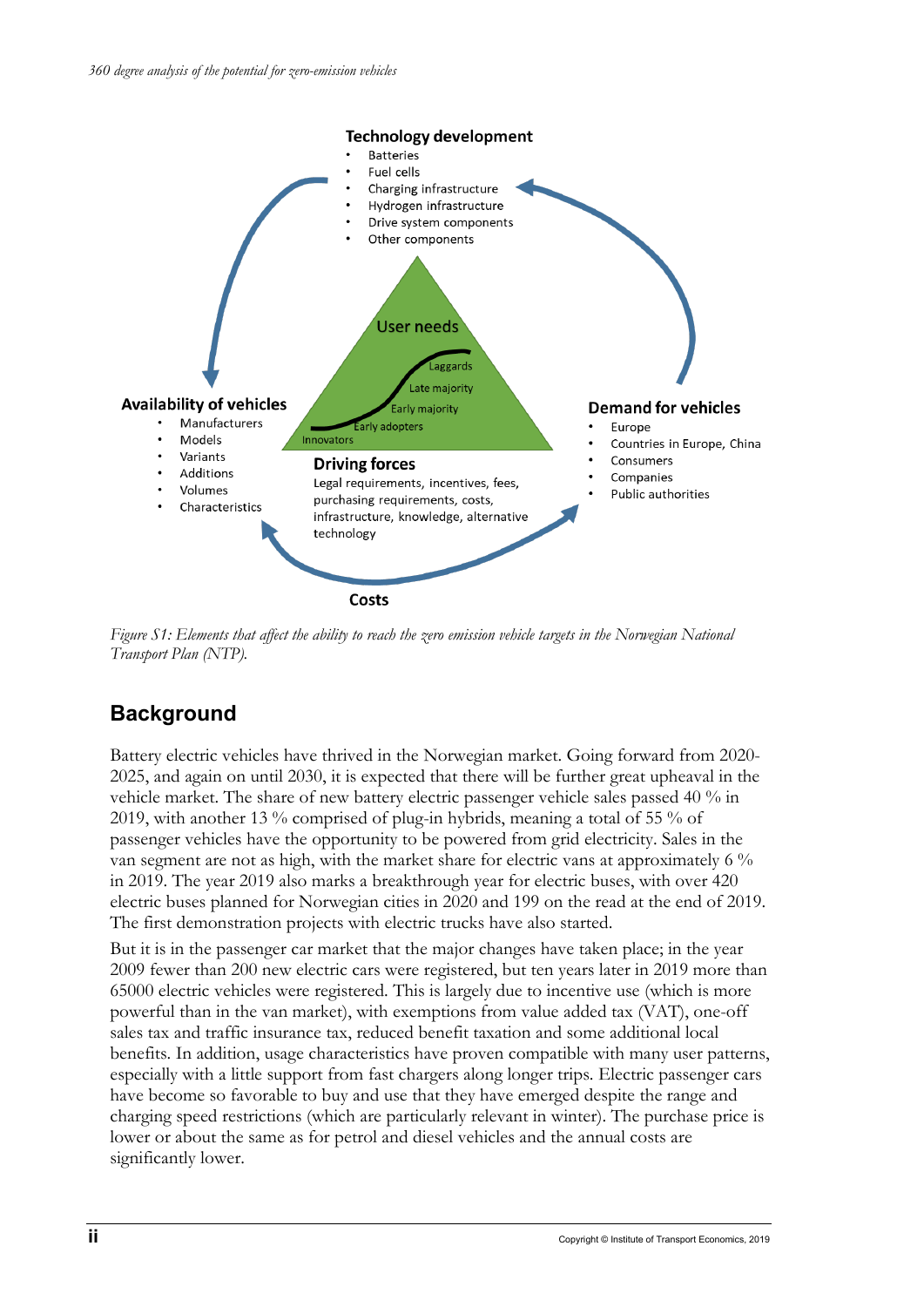Technology development

- Batteries
- Fuel cells
- Charging infrastructure
- Hydrogen infrastructure
- Drive system components
- Other components

User needs

Laggards

Late majority

Early majority

Early adopters

Innovators

Availability of vehicles

- Manufacturers
- Models
- Variants
- Additions
- Volumes
- Characteristics

Driving forces

Legal requirements, incentives, fees, purchasing requirements, costs, infrastructure, knowledge, alternative technology

Demand for vehicles

- Europe
- Countries in Europe, China
- Consumers
- Companies
- Public authorities

Costs

*Figure S1: Elements that affect the ability to reach the zero emission vehicle targets in the Norwegian National Transport Plan (NTP).*

## Background

Battery electric vehicles have thrived in the Norwegian market. Going forward from 2020-2025, and again on until 2030, it is expected that there will be further great upheaval in the vehicle market. The share of new battery electric passenger vehicle sales passed 40 % in 2019, with another 13 % comprised of plug-in hybrids, meaning a total of 55 % of passenger vehicles have the opportunity to be powered from grid electricity. Sales in the van segment are not as high, with the market share for electric vans at approximately 6 % in 2019. The year 2019 also marks a breakthrough year for electric buses, with over 420 electric buses planned for Norwegian cities in 2020 and 199 on the read at the end of 2019. The first demonstration projects with electric trucks have also started.

But it is in the passenger car market that the major changes have taken place; in the year 2009 fewer than 200 new electric cars were registered, but ten years later in 2019 more than 65000 electric vehicles were registered. This is largely due to incentive use (which is more powerful than in the van market), with exemptions from value added tax (VAT), one-off sales tax and traffic insurance tax, reduced benefit taxation and some additional local benefits. In addition, usage characteristics have proven compatible with many user patterns, especially with a little support from fast chargers along longer trips. Electric passenger cars have become so favorable to buy and use that they have emerged despite the range and charging speed restrictions (which are particularly relevant in winter). The purchase price is lower or about the same as for petrol and diesel vehicles and the annual costs are significantly lower.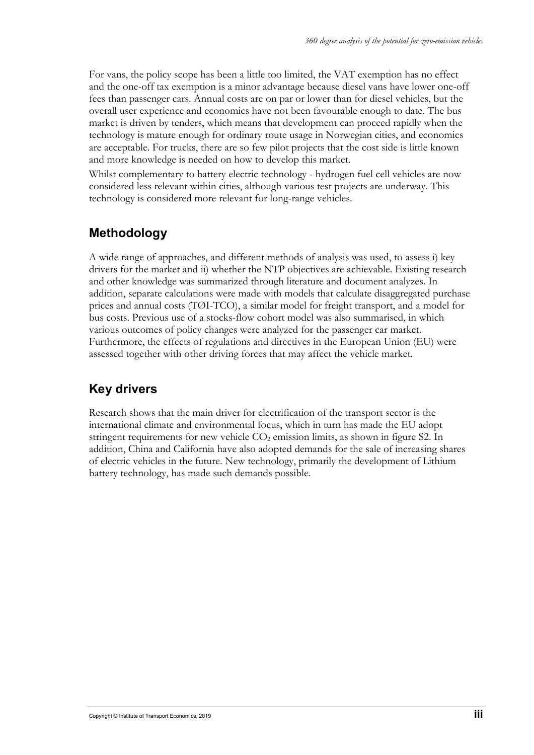For vans, the policy scope has been a little too limited, the VAT exemption has no effect and the one-off tax exemption is a minor advantage because diesel vans have lower one-off fees than passenger cars. Annual costs are on par or lower than for diesel vehicles, but the overall user experience and economics have not been favourable enough to date. The bus market is driven by tenders, which means that development can proceed rapidly when the technology is mature enough for ordinary route usage in Norwegian cities, and economics are acceptable. For trucks, there are so few pilot projects that the cost side is little known and more knowledge is needed on how to develop this market.

Whilst complementary to battery electric technology - hydrogen fuel cell vehicles are now considered less relevant within cities, although various test projects are underway. This technology is considered more relevant for long-range vehicles.

## Methodology

A wide range of approaches, and different methods of analysis was used, to assess i) key drivers for the market and ii) whether the NTP objectives are achievable. Existing research and other knowledge was summarized through literature and document analyzes. In addition, separate calculations were made with models that calculate disaggregated purchase prices and annual costs (TØI-TCO), a similar model for freight transport, and a model for bus costs. Previous use of a stocks-flow cohort model was also summarised, in which various outcomes of policy changes were analyzed for the passenger car market. Furthermore, the effects of regulations and directives in the European Union (EU) were assessed together with other driving forces that may affect the vehicle market.

## Key drivers

Research shows that the main driver for electrification of the transport sector is the international climate and environmental focus, which in turn has made the EU adopt stringent requirements for new vehicle $CO_2$ emission limits, as shown in figure S2. In addition, China and California have also adopted demands for the sale of increasing shares of electric vehicles in the future. New technology, primarily the development of Lithium battery technology, has made such demands possible.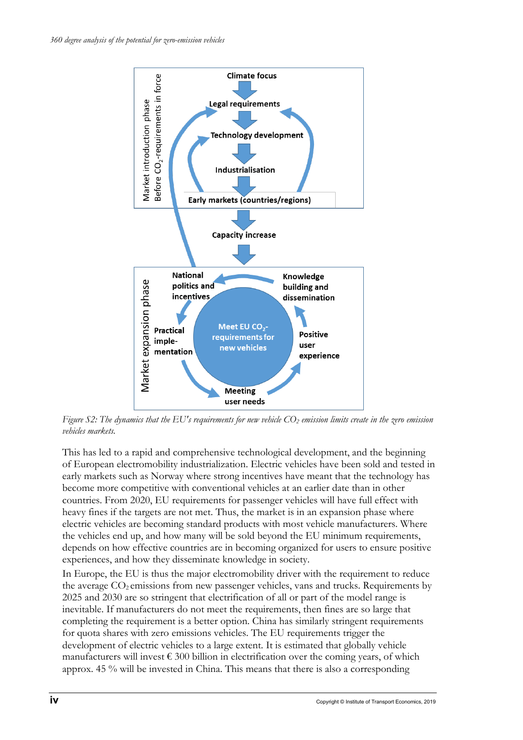*Figure S2: The dynamics that the EU's requirements for new vehicle $CO_2$ emission limits create in the zero emission vehicles markets.*

This has led to a rapid and comprehensive technological development, and the beginning of European electromobility industrialization. Electric vehicles have been sold and tested in early markets such as Norway where strong incentives have meant that the technology has become more competitive with conventional vehicles at an earlier date than in other countries. From 2020, EU requirements for passenger vehicles will have full effect with heavy fines if the targets are not met. Thus, the market is in an expansion phase where electric vehicles are becoming standard products with most vehicle manufacturers. Where the vehicles end up, and how many will be sold beyond the EU minimum requirements, depends on how effective countries are in becoming organized for users to ensure positive experiences, and how they disseminate knowledge in society.

In Europe, the EU is thus the major electromobility driver with the requirement to reduce the average $CO_2$ emissions from new passenger vehicles, vans and trucks. Requirements by 2025 and 2030 are so stringent that electrification of all or part of the model range is inevitable. If manufacturers do not meet the requirements, then fines are so large that completing the requirement is a better option. China has similarly stringent requirements for quota shares with zero emissions vehicles. The EU requirements trigger the development of electric vehicles to a large extent. It is estimated that globally vehicle manufacturers will invest € 300 billion in electrification over the coming years, of which approx. 45 % will be invested in China. This means that there is also a corresponding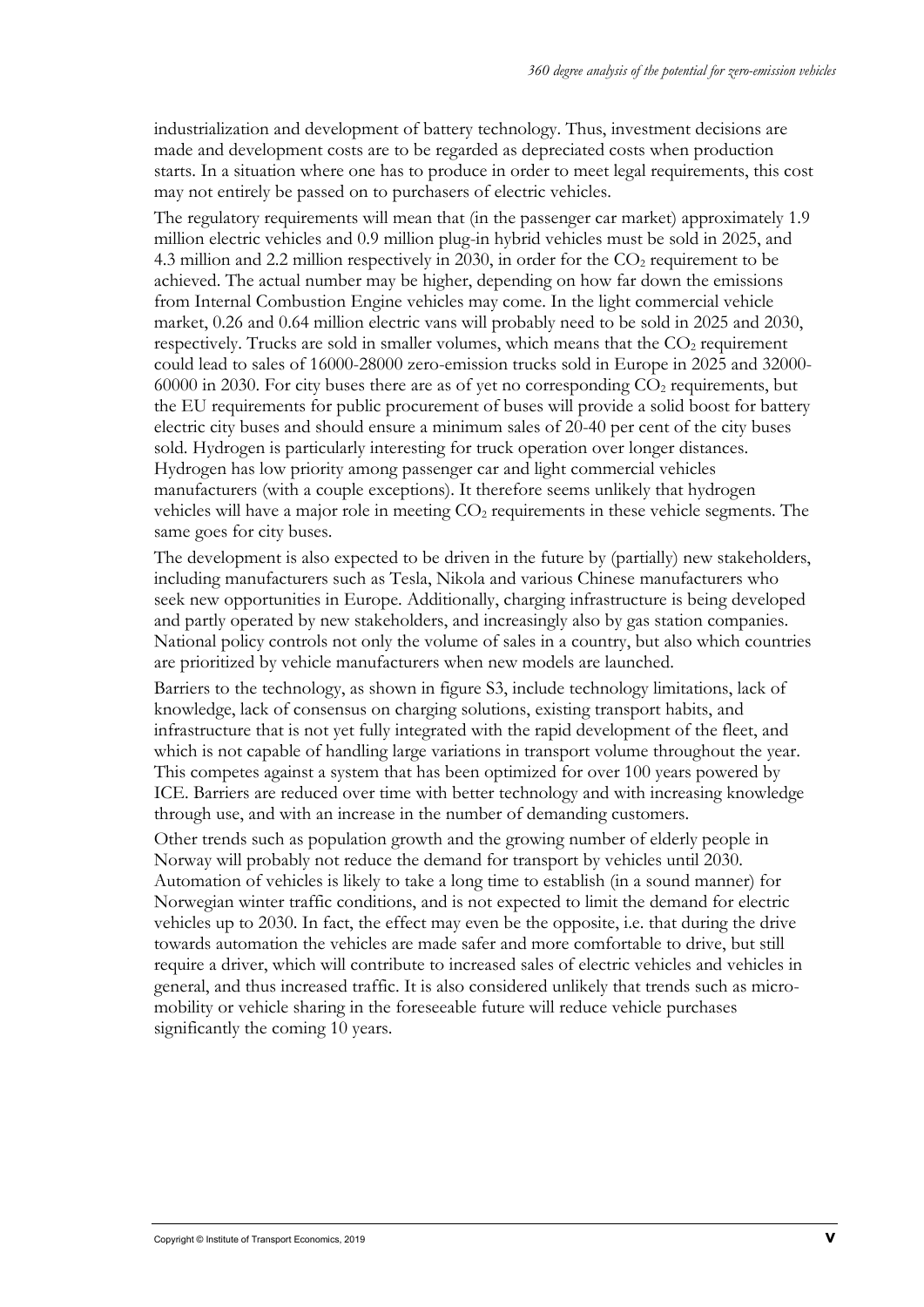industrialization and development of battery technology. Thus, investment decisions are made and development costs are to be regarded as depreciated costs when production starts. In a situation where one has to produce in order to meet legal requirements, this cost may not entirely be passed on to purchasers of electric vehicles.

The regulatory requirements will mean that (in the passenger car market) approximately 1.9 million electric vehicles and 0.9 million plug-in hybrid vehicles must be sold in 2025, and 4.3 million and 2.2 million respectively in 2030, in order for the $CO_2$ requirement to be achieved. The actual number may be higher, depending on how far down the emissions from Internal Combustion Engine vehicles may come. In the light commercial vehicle market, 0.26 and 0.64 million electric vans will probably need to be sold in 2025 and 2030, respectively. Trucks are sold in smaller volumes, which means that the $CO_2$ requirement could lead to sales of 16000-28000 zero-emission trucks sold in Europe in 2025 and 32000-60000 in 2030. For city buses there are as of yet no corresponding $CO_2$ requirements, but the EU requirements for public procurement of buses will provide a solid boost for battery electric city buses and should ensure a minimum sales of 20-40 per cent of the city buses sold. Hydrogen is particularly interesting for truck operation over longer distances. Hydrogen has low priority among passenger car and light commercial vehicles manufacturers (with a couple exceptions). It therefore seems unlikely that hydrogen vehicles will have a major role in meeting $CO_2$ requirements in these vehicle segments. The same goes for city buses.

The development is also expected to be driven in the future by (partially) new stakeholders, including manufacturers such as Tesla, Nikola and various Chinese manufacturers who seek new opportunities in Europe. Additionally, charging infrastructure is being developed and partly operated by new stakeholders, and increasingly also by gas station companies. National policy controls not only the volume of sales in a country, but also which countries are prioritized by vehicle manufacturers when new models are launched.

Barriers to the technology, as shown in figure S3, include technology limitations, lack of knowledge, lack of consensus on charging solutions, existing transport habits, and infrastructure that is not yet fully integrated with the rapid development of the fleet, and which is not capable of handling large variations in transport volume throughout the year. This competes against a system that has been optimized for over 100 years powered by ICE. Barriers are reduced over time with better technology and with increasing knowledge through use, and with an increase in the number of demanding customers.

Other trends such as population growth and the growing number of elderly people in Norway will probably not reduce the demand for transport by vehicles until 2030. Automation of vehicles is likely to take a long time to establish (in a sound manner) for Norwegian winter traffic conditions, and is not expected to limit the demand for electric vehicles up to 2030. In fact, the effect may even be the opposite, i.e. that during the drive towards automation the vehicles are made safer and more comfortable to drive, but still require a driver, which will contribute to increased sales of electric vehicles and vehicles in general, and thus increased traffic. It is also considered unlikely that trends such as micro-mobility or vehicle sharing in the foreseeable future will reduce vehicle purchases significantly the coming 10 years.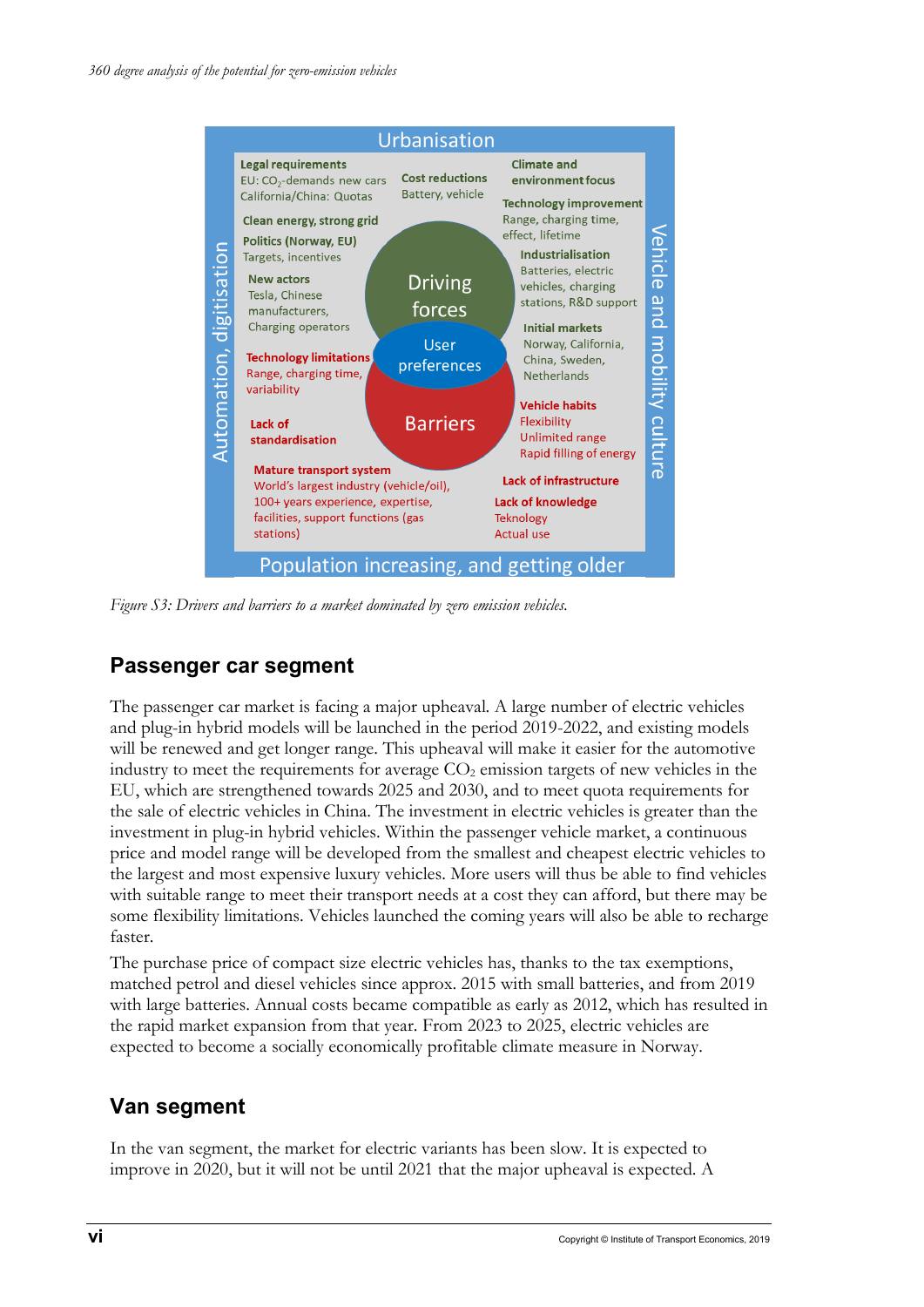Urbanisation

Automation, digitisation

Vehicle and mobility culture

**Driving forces**

**Legal requirements**
EU: $CO_2$-demands new cars
California/China: Quotas

**Cost reductions**
Battery, vehicle

**Climate and environment focus**

**Clean energy, strong grid**

**Technology improvement**
Range, charging time, effect, lifetime

**Politics (Norway, EU)**
Targets, incentives

**Industrialisation**
Batteries, electric vehicles, charging stations, R&D support

**New actors**
Tesla, Chinese manufacturers, Charging operators

**Initial markets**
Norway, California, China, Sweden, Netherlands

**User preferences**

**Barriers**

**Technology limitations**
Range, charging time, variability

**Vehicle habits**
Flexibility
Unlimited range
Rapid filling of energy

**Lack of standardisation**

**Mature transport system**
World's largest industry (vehicle/oil), 100+ years experience, expertise, facilities, support functions (gas stations)

**Lack of infrastructure**

**Lack of knowledge**
Teknology
Actual use

Population increasing, and getting older

*Figure S3: Drivers and barriers to a market dominated by zero emission vehicles.*

## Passenger car segment

The passenger car market is facing a major upheaval. A large number of electric vehicles and plug-in hybrid models will be launched in the period 2019-2022, and existing models will be renewed and get longer range. This upheaval will make it easier for the automotive industry to meet the requirements for average $CO_2$ emission targets of new vehicles in the EU, which are strengthened towards 2025 and 2030, and to meet quota requirements for the sale of electric vehicles in China. The investment in electric vehicles is greater than the investment in plug-in hybrid vehicles. Within the passenger vehicle market, a continuous price and model range will be developed from the smallest and cheapest electric vehicles to the largest and most expensive luxury vehicles. More users will thus be able to find vehicles with suitable range to meet their transport needs at a cost they can afford, but there may be some flexibility limitations. Vehicles launched the coming years will also be able to recharge faster.

The purchase price of compact size electric vehicles has, thanks to the tax exemptions, matched petrol and diesel vehicles since approx. 2015 with small batteries, and from 2019 with large batteries. Annual costs became compatible as early as 2012, which has resulted in the rapid market expansion from that year. From 2023 to 2025, electric vehicles are expected to become a socially economically profitable climate measure in Norway.

## Van segment

In the van segment, the market for electric variants has been slow. It is expected to improve in 2020, but it will not be until 2021 that the major upheaval is expected. A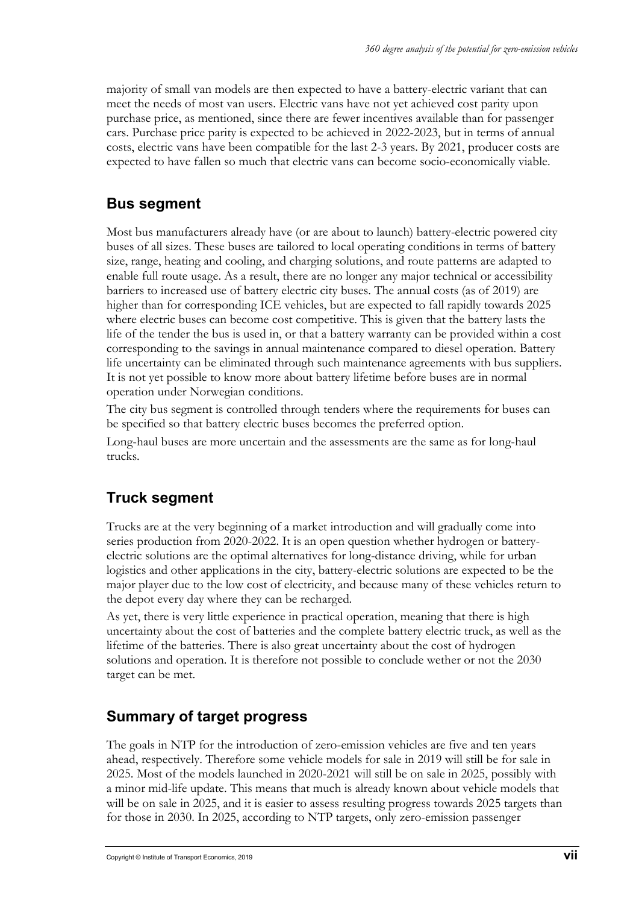majority of small van models are then expected to have a battery-electric variant that can meet the needs of most van users. Electric vans have not yet achieved cost parity upon purchase price, as mentioned, since there are fewer incentives available than for passenger cars. Purchase price parity is expected to be achieved in 2022-2023, but in terms of annual costs, electric vans have been compatible for the last 2-3 years. By 2021, producer costs are expected to have fallen so much that electric vans can become socio-economically viable.

## Bus segment

Most bus manufacturers already have (or are about to launch) battery-electric powered city buses of all sizes. These buses are tailored to local operating conditions in terms of battery size, range, heating and cooling, and charging solutions, and route patterns are adapted to enable full route usage. As a result, there are no longer any major technical or accessibility barriers to increased use of battery electric city buses. The annual costs (as of 2019) are higher than for corresponding ICE vehicles, but are expected to fall rapidly towards 2025 where electric buses can become cost competitive. This is given that the battery lasts the life of the tender the bus is used in, or that a battery warranty can be provided within a cost corresponding to the savings in annual maintenance compared to diesel operation. Battery life uncertainty can be eliminated through such maintenance agreements with bus suppliers. It is not yet possible to know more about battery lifetime before buses are in normal operation under Norwegian conditions.

The city bus segment is controlled through tenders where the requirements for buses can be specified so that battery electric buses becomes the preferred option.

Long-haul buses are more uncertain and the assessments are the same as for long-haul trucks.

## Truck segment

Trucks are at the very beginning of a market introduction and will gradually come into series production from 2020-2022. It is an open question whether hydrogen or battery-electric solutions are the optimal alternatives for long-distance driving, while for urban logistics and other applications in the city, battery-electric solutions are expected to be the major player due to the low cost of electricity, and because many of these vehicles return to the depot every day where they can be recharged.

As yet, there is very little experience in practical operation, meaning that there is high uncertainty about the cost of batteries and the complete battery electric truck, as well as the lifetime of the batteries. There is also great uncertainty about the cost of hydrogen solutions and operation. It is therefore not possible to conclude wether or not the 2030 target can be met.

## Summary of target progress

The goals in NTP for the introduction of zero-emission vehicles are five and ten years ahead, respectively. Therefore some vehicle models for sale in 2019 will still be for sale in 2025. Most of the models launched in 2020-2021 will still be on sale in 2025, possibly with a minor mid-life update. This means that much is already known about vehicle models that will be on sale in 2025, and it is easier to assess resulting progress towards 2025 targets than for those in 2030. In 2025, according to NTP targets, only zero-emission passenger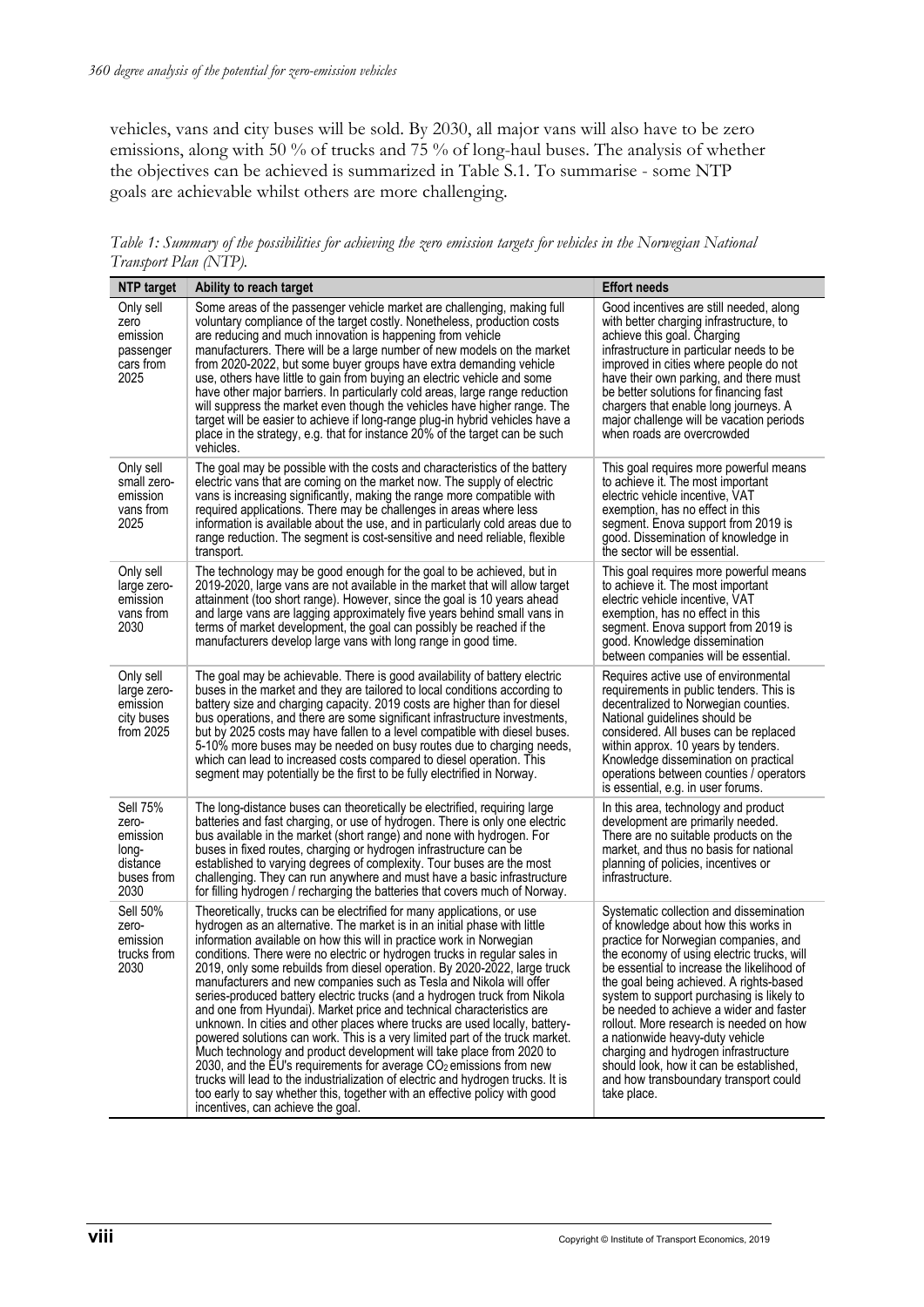vehicles, vans and city buses will be sold. By 2030, all major vans will also have to be zero emissions, along with 50 % of trucks and 75 % of long-haul buses. The analysis of whether the objectives can be achieved is summarized in Table S.1. To summarise - some NTP goals are achievable whilst others are more challenging.

*Table 1: Summary of the possibilities for achieving the zero emission targets for vehicles in the Norwegian National Transport Plan (NTP).*

| NTP target | Ability to reach target | Effort needs |
|---|---|---|
| Only sell zero emission passenger cars from 2025 | Some areas of the passenger vehicle market are challenging, making full voluntary compliance of the target costly. Nonetheless, production costs are reducing and much innovation is happening from vehicle manufacturers. There will be a large number of new models on the market from 2020-2022, but some buyer groups have extra demanding vehicle use, others have little to gain from buying an electric vehicle and some have other major barriers. In particularly cold areas, large range reduction will suppress the market even though the vehicles have higher range. The target will be easier to achieve if long-range plug-in hybrid vehicles have a place in the strategy, e.g. that for instance 20% of the target can be such vehicles. | Good incentives are still needed, along with better charging infrastructure, to achieve this goal. Charging infrastructure in particular needs to be improved in cities where people do not have their own parking, and there must be better solutions for financing fast chargers that enable long journeys. A major challenge will be vacation periods when roads are overcrowded |
| Only sell small zero-emission vans from 2025 | The goal may be possible with the costs and characteristics of the battery electric vans that are coming on the market now. The supply of electric vans is increasing significantly, making the range more compatible with required applications. There may be challenges in areas where less information is available about the use, and in particularly cold areas due to range reduction. The segment is cost-sensitive and need reliable, flexible transport. | This goal requires more powerful means to achieve it. The most important electric vehicle incentive, VAT exemption, has no effect in this segment. Enova support from 2019 is good. Dissemination of knowledge in the sector will be essential. |
| Only sell large zero-emission vans from 2030 | The technology may be good enough for the goal to be achieved, but in 2019-2020, large vans are not available in the market that will allow target attainment (too short range). However, since the goal is 10 years ahead and large vans are lagging approximately five years behind small vans in terms of market development, the goal can possibly be reached if the manufacturers develop large vans with long range in good time. | This goal requires more powerful means to achieve it. The most important electric vehicle incentive, VAT exemption, has no effect in this segment. Enova support from 2019 is good. Knowledge dissemination between companies will be essential. |
| Only sell large zero-emission city buses from 2025 | The goal may be achievable. There is good availability of battery electric buses in the market and they are tailored to local conditions according to battery size and charging capacity. 2019 costs are higher than for diesel bus operations, and there are some significant infrastructure investments, but by 2025 costs may have fallen to a level compatible with diesel buses. 5-10% more buses may be needed on busy routes due to charging needs, which can lead to increased costs compared to diesel operation. This segment may potentially be the first to be fully electrified in Norway. | Requires active use of environmental requirements in public tenders. This is decentralized to Norwegian counties. National guidelines should be considered. All buses can be replaced within approx. 10 years by tenders. Knowledge dissemination on practical operations between counties / operators is essential, e.g. in user forums. |
| Sell 75% zero-emission long-distance buses from 2030 | The long-distance buses can theoretically be electrified, requiring large batteries and fast charging, or use of hydrogen. There is only one electric bus available in the market (short range) and none with hydrogen. For buses in fixed routes, charging or hydrogen infrastructure can be established to varying degrees of complexity. Tour buses are the most challenging. They can run anywhere and must have a basic infrastructure for filling hydrogen / recharging the batteries that covers much of Norway. | In this area, technology and product development are primarily needed. There are no suitable products on the market, and thus no basis for national planning of policies, incentives or infrastructure. |
| Sell 50% zero-emission trucks from 2030 | Theoretically, trucks can be electrified for many applications, or use hydrogen as an alternative. The market is in an initial phase with little information available on how this will in practice work in Norwegian conditions. There were no electric or hydrogen trucks in regular sales in 2019, only some rebuilds from diesel operation. By 2020-2022, large truck manufacturers and new companies such as Tesla and Nikola will offer series-produced battery electric trucks (and a hydrogen truck from Nikola and one from Hyundai). Market price and technical characteristics are unknown. In cities and other places where trucks are used locally, battery-powered solutions can work. This is a very limited part of the truck market. Much technology and product development will take place from 2020 to 2030, and the EU's requirements for average $CO_2$ emissions from new trucks will lead to the industrialization of electric and hydrogen trucks. It is too early to say whether this, together with an effective policy with good incentives, can achieve the goal. | Systematic collection and dissemination of knowledge about how this works in practice for Norwegian companies, and the economy of using electric trucks, will be essential to increase the likelihood of the goal being achieved. A rights-based system to support purchasing is likely to be needed to achieve a wider and faster rollout. More research is needed on how a nationwide heavy-duty vehicle charging and hydrogen infrastructure should look, how it can be established, and how transboundary transport could take place. |